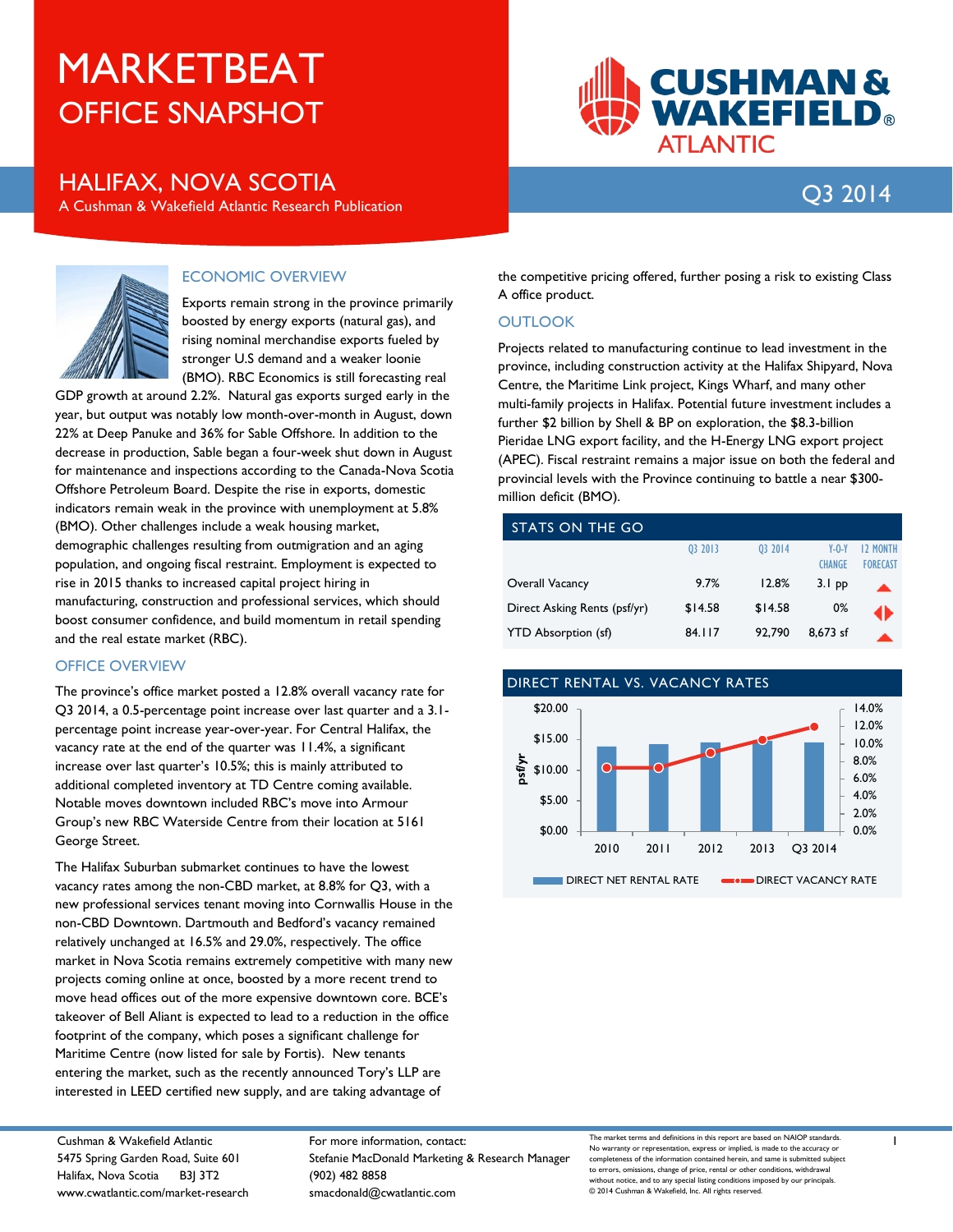# MARKETBEAT

## OFFICE SNAPSHOT

## HALIFAX, NOVA SCOTIA

A Cushman & Wakefield Atlantic Research Publication

CUSHMAN & WAKEFIELD® ATLANTIC

Q3 2014

### ECONOMIC OVERVIEW

Exports remain strong in the province primarily boosted by energy exports (natural gas), and rising nominal merchandise exports fueled by stronger U.S demand and a weaker loonie (BMO). RBC Economics is still forecasting real GDP growth at around 2.2%. Natural gas exports surged early in the year, but output was notably low month-over-month in August, down 22% at Deep Panuke and 36% for Sable Offshore. In addition to the decrease in production, Sable began a four-week shut down in August for maintenance and inspections according to the Canada-Nova Scotia Offshore Petroleum Board. Despite the rise in exports, domestic indicators remain weak in the province with unemployment at 5.8% (BMO). Other challenges include a weak housing market, demographic challenges resulting from outmigration and an aging population, and ongoing fiscal restraint. Employment is expected to rise in 2015 thanks to increased capital project hiring in manufacturing, construction and professional services, which should boost consumer confidence, and build momentum in retail spending and the real estate market (RBC).

### OFFICE OVERVIEW

The province's office market posted a 12.8% overall vacancy rate for Q3 2014, a 0.5-percentage point increase over last quarter and a 3.1-percentage point increase year-over-year. For Central Halifax, the vacancy rate at the end of the quarter was 11.4%, a significant increase over last quarter's 10.5%; this is mainly attributed to additional completed inventory at TD Centre coming available. Notable moves downtown included RBC's move into Armour Group's new RBC Waterside Centre from their location at 5161 George Street.

The Halifax Suburban submarket continues to have the lowest vacancy rates among the non-CBD market, at 8.8% for Q3, with a new professional services tenant moving into Cornwallis House in the non-CBD Downtown. Dartmouth and Bedford's vacancy remained relatively unchanged at 16.5% and 29.0%, respectively. The office market in Nova Scotia remains extremely competitive with many new projects coming online at once, boosted by a more recent trend to move head offices out of the more expensive downtown core. BCE's takeover of Bell Aliant is expected to lead to a reduction in the office footprint of the company, which poses a significant challenge for Maritime Centre (now listed for sale by Fortis). New tenants entering the market, such as the recently announced Tory's LLP are interested in LEED certified new supply, and are taking advantage of the competitive pricing offered, further posing a risk to existing Class A office product.

### OUTLOOK

Projects related to manufacturing continue to lead investment in the province, including construction activity at the Halifax Shipyard, Nova Centre, the Maritime Link project, Kings Wharf, and many other multi-family projects in Halifax. Potential future investment includes a further $2 billion by Shell & BP on exploration, the $8.3-billion Pieridae LNG export facility, and the H-Energy LNG export project (APEC). Fiscal restraint remains a major issue on both the federal and provincial levels with the Province continuing to battle a near $300-million deficit (BMO).

### STATS ON THE GO

| | Q3 2013 | Q3 2014 | Y-O-Y CHANGE | 12 MONTH FORECAST |
|---|---|---|---|---|
| Overall Vacancy | 9.7% | 12.8% | 3.1 pp | ▲ |
| Direct Asking Rents (psf/yr) | $14.58 | $14.58 | 0% | ◄► |
| YTD Absorption (sf) | 84.117 | 92,790 | 8,673 sf | ▲ |

### DIRECT RENTAL VS. VACANCY RATES

Cushman & Wakefield Atlantic
5475 Spring Garden Road, Suite 601
Halifax, Nova Scotia B3J 3T2
www.cwatlantic.com/market-research

For more information, contact:
Stefanie MacDonald Marketing & Research Manager
(902) 482 8858
smacdonald@cwatlantic.com

The market terms and definitions in this report are based on NAIOP standards. No warranty or representation, express or implied, is made to the accuracy or completeness of the information contained herein, and same is submitted subject to errors, omissions, change of price, rental or other conditions, withdrawal without notice, and to any special listing conditions imposed by our principals.
© 2014 Cushman & Wakefield, Inc. All rights reserved.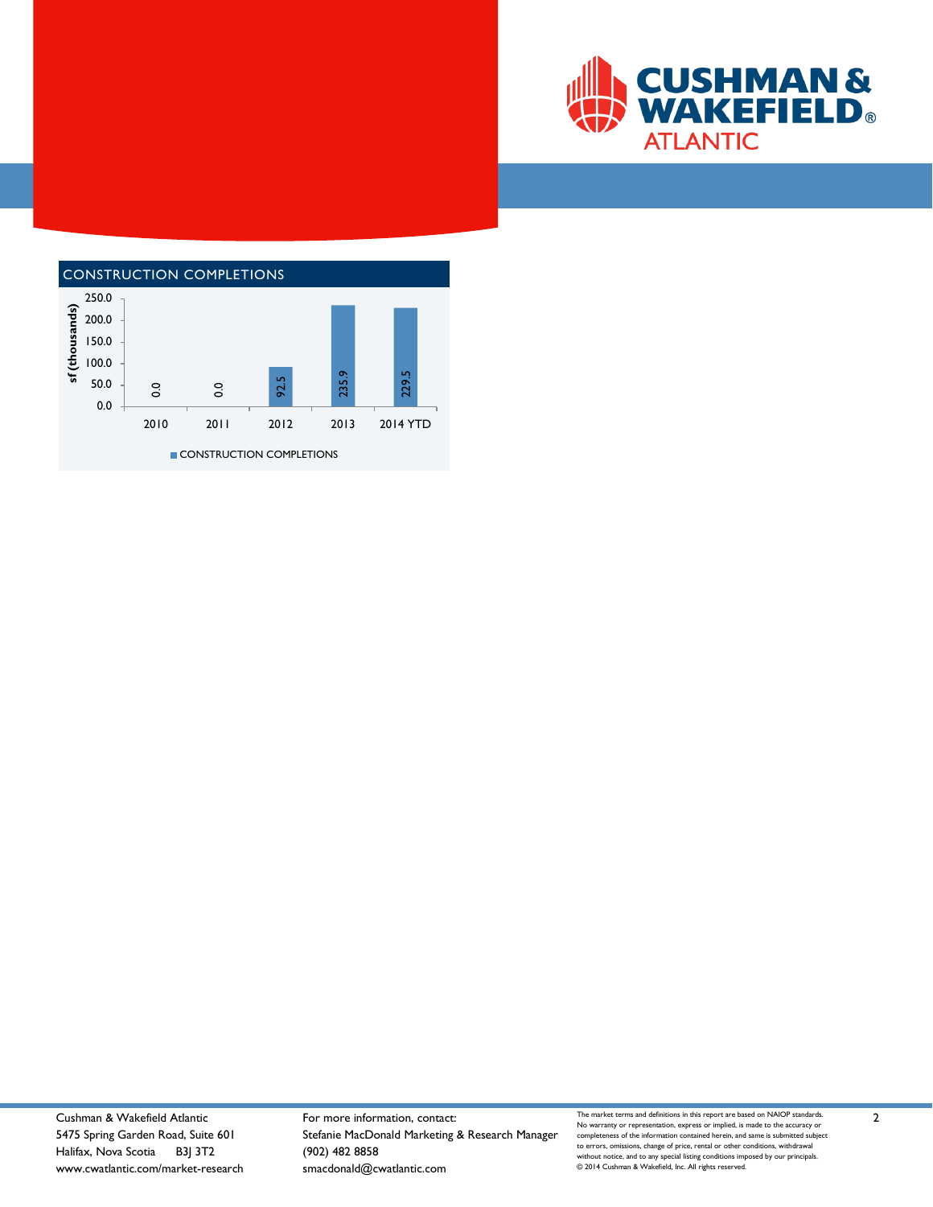## CONSTRUCTION COMPLETIONS

| Year | Construction Completions (sf thousands) |
|---|---|
| 2010 | 0.0 |
| 2011 | 0.0 |
| 2012 | 92.5 |
| 2013 | 235.9 |
| 2014 YTD | 229.5 |

Cushman & Wakefield Atlantic
5475 Spring Garden Road, Suite 601
Halifax, Nova Scotia B3J 3T2
www.cwatlantic.com/market-research

For more information, contact:
Stefanie MacDonald Marketing & Research Manager
(902) 482 8858
smacdonald@cwatlantic.com

The market terms and definitions in this report are based on NAIOP standards. No warranty or representation, express or implied, is made to the accuracy or completeness of the information contained herein, and same is submitted subject to errors, omissions, change of price, rental or other conditions, withdrawal without notice, and to any special listing conditions imposed by our principals.
© 2014 Cushman & Wakefield, Inc. All rights reserved.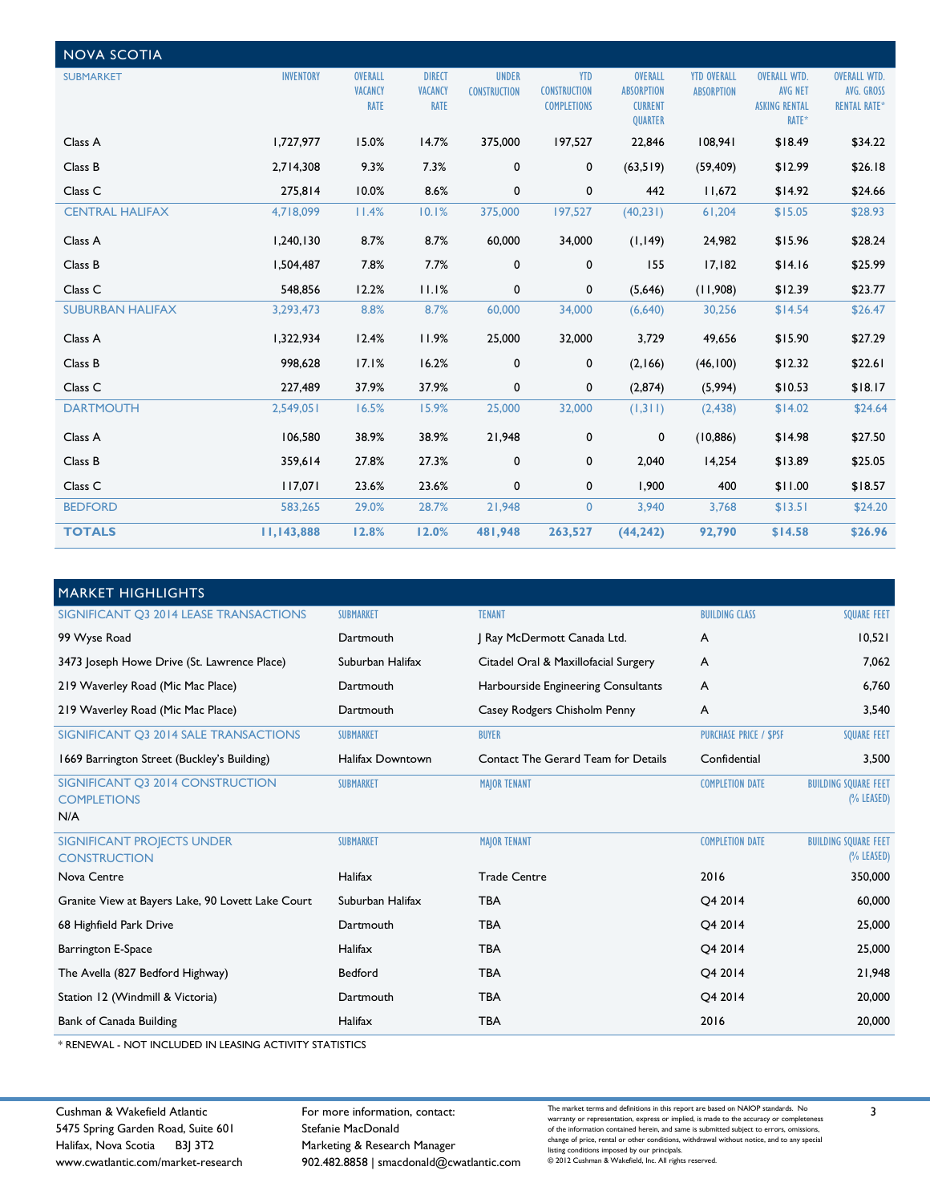## NOVA SCOTIA

| SUBMARKET | INVENTORY | OVERALL VACANCY RATE | DIRECT VACANCY RATE | UNDER CONSTRUCTION | YTD CONSTRUCTION COMPLETIONS | OVERALL ABSORPTION CURRENT QUARTER | YTD OVERALL ABSORPTION | OVERALL WTD. AVG NET ASKING RENTAL RATE* | OVERALL WTD. AVG. GROSS RENTAL RATE* |
|---|---|---|---|---|---|---|---|---|---|
| Class A | 1,727,977 | 15.0% | 14.7% | 375,000 | 197,527 | 22,846 | 108,941 | $18.49 | $34.22 |
| Class B | 2,714,308 | 9.3% | 7.3% | 0 | 0 | (63,519) | (59,409) | $12.99 | $26.18 |
| Class C | 275,814 | 10.0% | 8.6% | 0 | 0 | 442 | 11,672 | $14.92 | $24.66 |
| CENTRAL HALIFAX | 4,718,099 | 11.4% | 10.1% | 375,000 | 197,527 | (40,231) | 61,204 | $15.05 | $28.93 |
| Class A | 1,240,130 | 8.7% | 8.7% | 60,000 | 34,000 | (1,149) | 24,982 | $15.96 | $28.24 |
| Class B | 1,504,487 | 7.8% | 7.7% | 0 | 0 | 155 | 17,182 | $14.16 | $25.99 |
| Class C | 548,856 | 12.2% | 11.1% | 0 | 0 | (5,646) | (11,908) | $12.39 | $23.77 |
| SUBURBAN HALIFAX | 3,293,473 | 8.8% | 8.7% | 60,000 | 34,000 | (6,640) | 30,256 | $14.54 | $26.47 |
| Class A | 1,322,934 | 12.4% | 11.9% | 25,000 | 32,000 | 3,729 | 49,656 | $15.90 | $27.29 |
| Class B | 998,628 | 17.1% | 16.2% | 0 | 0 | (2,166) | (46,100) | $12.32 | $22.61 |
| Class C | 227,489 | 37.9% | 37.9% | 0 | 0 | (2,874) | (5,994) | $10.53 | $18.17 |
| DARTMOUTH | 2,549,051 | 16.5% | 15.9% | 25,000 | 32,000 | (1,311) | (2,438) | $14.02 | $24.64 |
| Class A | 106,580 | 38.9% | 38.9% | 21,948 | 0 | 0 | (10,886) | $14.98 | $27.50 |
| Class B | 359,614 | 27.8% | 27.3% | 0 | 0 | 2,040 | 14,254 | $13.89 | $25.05 |
| Class C | 117,071 | 23.6% | 23.6% | 0 | 0 | 1,900 | 400 | $11.00 | $18.57 |
| BEDFORD | 583,265 | 29.0% | 28.7% | 21,948 | 0 | 3,940 | 3,768 | $13.51 | $24.20 |
| **TOTALS** | **11,143,888** | **12.8%** | **12.0%** | **481,948** | **263,527** | **(44,242)** | **92,790** | **$14.58** | **$26.96** |

## MARKET HIGHLIGHTS

| SIGNIFICANT Q3 2014 LEASE TRANSACTIONS | SUBMARKET | TENANT | BUILDING CLASS | SQUARE FEET |
|---|---|---|---|---|
| 99 Wyse Road | Dartmouth | J Ray McDermott Canada Ltd. | A | 10,521 |
| 3473 Joseph Howe Drive (St. Lawrence Place) | Suburban Halifax | Citadel Oral & Maxillofacial Surgery | A | 7,062 |
| 219 Waverley Road (Mic Mac Place) | Dartmouth | Harbourside Engineering Consultants | A | 6,760 |
| 219 Waverley Road (Mic Mac Place) | Dartmouth | Casey Rodgers Chisholm Penny | A | 3,540 |
| **SIGNIFICANT Q3 2014 SALE TRANSACTIONS** | **SUBMARKET** | **BUYER** | **PURCHASE PRICE / $PSF** | **SQUARE FEET** |
| 1669 Barrington Street (Buckley's Building) | Halifax Downtown | Contact The Gerard Team for Details | Confidential | 3,500 |
| **SIGNIFICANT Q3 2014 CONSTRUCTION COMPLETIONS** | **SUBMARKET** | **MAJOR TENANT** | **COMPLETION DATE** | **BUILDING SQUARE FEET (% LEASED)** |
| N/A | | | | |
| **SIGNIFICANT PROJECTS UNDER CONSTRUCTION** | **SUBMARKET** | **MAJOR TENANT** | **COMPLETION DATE** | **BUILDING SQUARE FEET (% LEASED)** |
| Nova Centre | Halifax | Trade Centre | 2016 | 350,000 |
| Granite View at Bayers Lake, 90 Lovett Lake Court | Suburban Halifax | TBA | Q4 2014 | 60,000 |
| 68 Highfield Park Drive | Dartmouth | TBA | Q4 2014 | 25,000 |
| Barrington E-Space | Halifax | TBA | Q4 2014 | 25,000 |
| The Avella (827 Bedford Highway) | Bedford | TBA | Q4 2014 | 21,948 |
| Station 12 (Windmill & Victoria) | Dartmouth | TBA | Q4 2014 | 20,000 |
| Bank of Canada Building | Halifax | TBA | 2016 | 20,000 |

* RENEWAL - NOT INCLUDED IN LEASING ACTIVITY STATISTICS

Cushman & Wakefield Atlantic
5475 Spring Garden Road, Suite 601
Halifax, Nova Scotia B3J 3T2
www.cwatlantic.com/market-research

For more information, contact:
Stefanie MacDonald
Marketing & Research Manager
902.482.8858 | smacdonald@cwatlantic.com

The market terms and definitions in this report are based on NAIOP standards. No warranty or representation, express or implied, is made to the accuracy or completeness of the information contained herein, and same is submitted subject to errors, omissions, change of price, rental or other conditions, withdrawal without notice, and to any special listing conditions imposed by our principals.
© 2012 Cushman & Wakefield, Inc. All rights reserved.